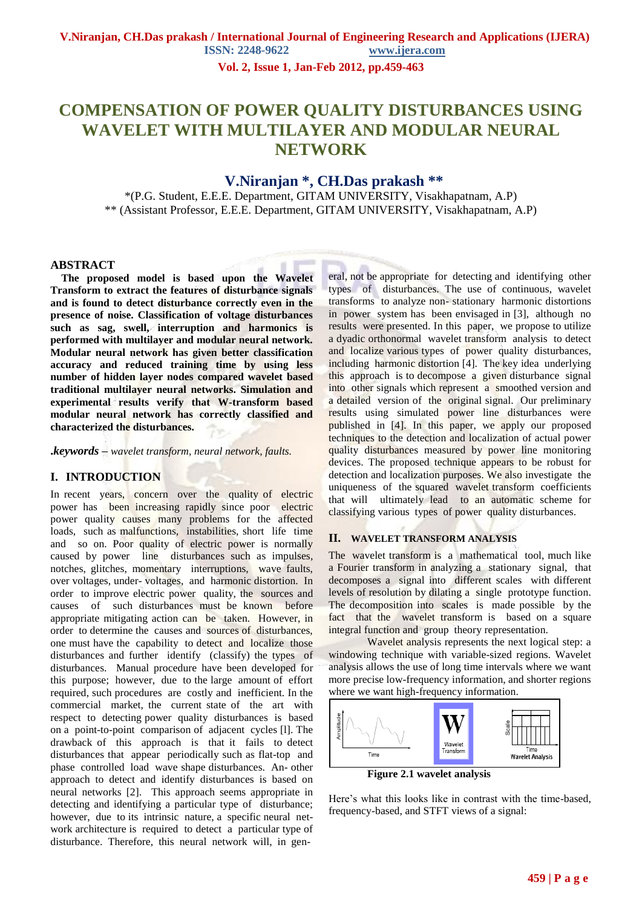# COMPENSATION OF POWER QUALITY DISTURBANCES USING WAVELET WITH MULTILAYER AND MODULAR NEURAL NETWORK

## V.Niranjan *, CH.Das prakash **

*(P.G. Student, E.E.E. Department, GITAM UNIVERSITY, Visakhapatnam, A.P)
** (Assistant Professor, E.E.E. Department, GITAM UNIVERSITY, Visakhapatnam, A.P)

## ABSTRACT

**The proposed model is based upon the Wavelet Transform to extract the features of disturbance signals and is found to detect disturbance correctly even in the presence of noise. Classification of voltage disturbances such as sag, swell, interruption and harmonics is performed with multilayer and modular neural network. Modular neural network has given better classification accuracy and reduced training time by using less number of hidden layer nodes compared wavelet based traditional multilayer neural networks. Simulation and experimental results verify that W-transform based modular neural network has correctly classified and characterized the disturbances.**

***.keywords*** *– wavelet transform, neural network, faults.*

## I. INTRODUCTION

In recent years, concern over the quality of electric power has been increasing rapidly since poor electric power quality causes many problems for the affected loads, such as malfunctions, instabilities, short life time and so on. Poor quality of electric power is normally caused by power line disturbances such as impulses, notches, glitches, momentary interruptions, wave faults, over voltages, under- voltages, and harmonic distortion. In order to improve electric power quality, the sources and causes of such disturbances must be known before appropriate mitigating action can be taken. However, in order to determine the causes and sources of disturbances, one must have the capability to detect and localize those disturbances and further identify (classify) the types of disturbances. Manual procedure have been developed for this purpose; however, due to the large amount of effort required, such procedures are costly and inefficient. In the commercial market, the current state of the art with respect to detecting power quality disturbances is based on a point-to-point comparison of adjacent cycles [l]. The drawback of this approach is that it fails to detect disturbances that appear periodically such as flat-top and phase controlled load wave shape disturbances. An- other approach to detect and identify disturbances is based on neural networks [2]. This approach seems appropriate in detecting and identifying a particular type of disturbance; however, due to its intrinsic nature, a specific neural net- work architecture is required to detect a particular type of disturbance. Therefore, this neural network will, in general, not be appropriate for detecting and identifying other types of disturbances. The use of continuous, wavelet transforms to analyze non- stationary harmonic distortions in power system has been envisaged in [3], although no results were presented. In this paper, we propose to utilize a dyadic orthonormal wavelet transform analysis to detect and localize various types of power quality disturbances, including harmonic distortion [4]. The key idea underlying this approach is to decompose a given disturbance signal into other signals which represent a smoothed version and a detailed version of the original signal. Our preliminary results using simulated power line disturbances were published in [4]. In this paper, we apply our proposed techniques to the detection and localization of actual power quality disturbances measured by power line monitoring devices. The proposed technique appears to be robust for detection and localization purposes. We also investigate the uniqueness of the squared wavelet transform coefficients that will ultimately lead to an automatic scheme for classifying various types of power quality disturbances.

## II. WAVELET TRANSFORM ANALYSIS

The wavelet transform is a mathematical tool, much like a Fourier transform in analyzing a stationary signal, that decomposes a signal into different scales with different levels of resolution by dilating a single prototype function. The decomposition into scales is made possible by the fact that the wavelet transform is based on a square integral function and group theory representation.

Wavelet analysis represents the next logical step: a windowing technique with variable-sized regions. Wavelet analysis allows the use of long time intervals where we want more precise low-frequency information, and shorter regions where we want high-frequency information.

**Figure 2.1 wavelet analysis**

Here's what this looks like in contrast with the time-based, frequency-based, and STFT views of a signal: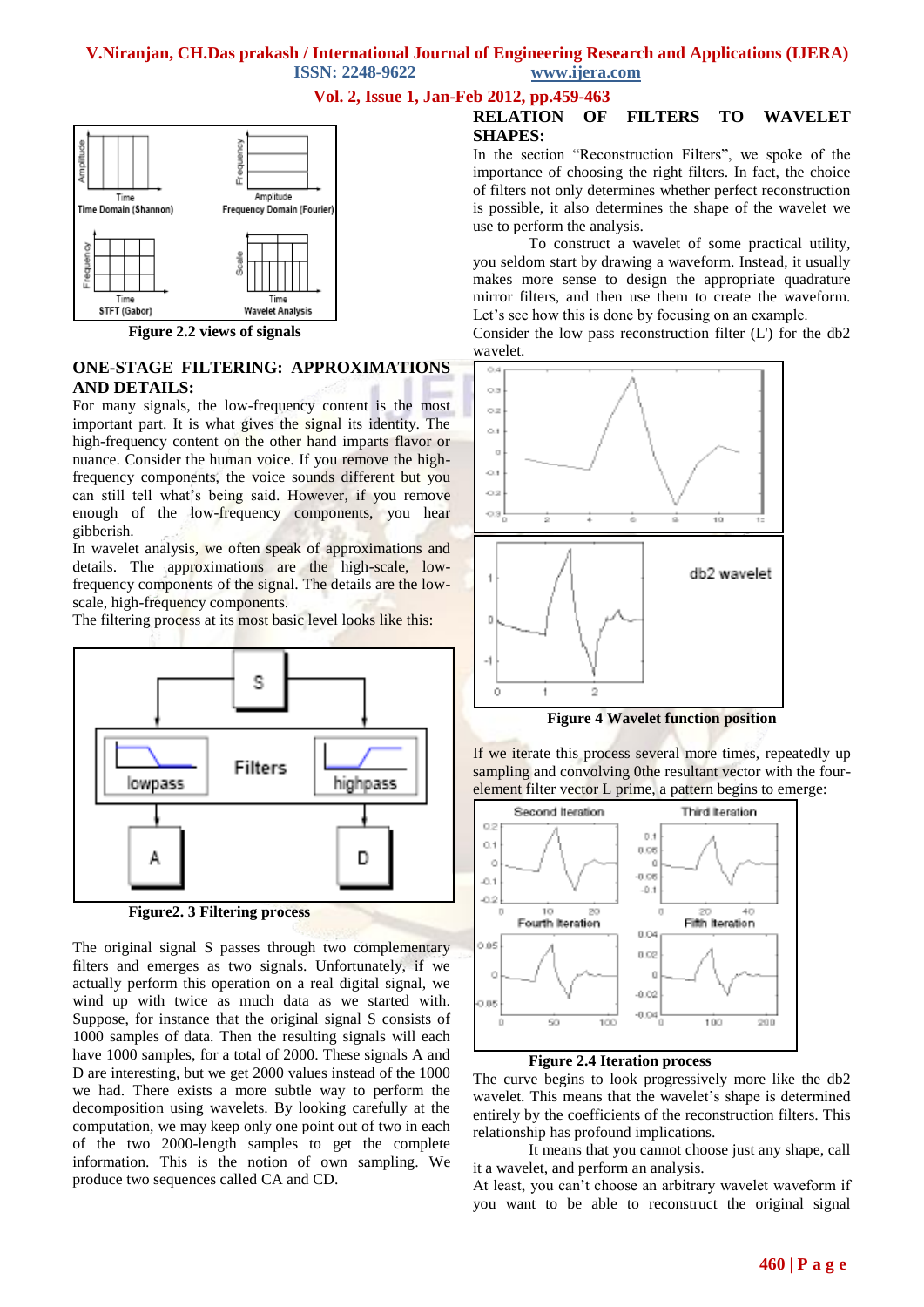Figure 2.2 views of signals

## ONE-STAGE FILTERING: APPROXIMATIONS AND DETAILS:

For many signals, the low-frequency content is the most important part. It is what gives the signal its identity. The high-frequency content on the other hand imparts flavor or nuance. Consider the human voice. If you remove the high-frequency components, the voice sounds different but you can still tell what's being said. However, if you remove enough of the low-frequency components, you hear gibberish.

In wavelet analysis, we often speak of approximations and details. The approximations are the high-scale, low-frequency components of the signal. The details are the low-scale, high-frequency components.

The filtering process at its most basic level looks like this:

Figure2. 3 Filtering process

The original signal S passes through two complementary filters and emerges as two signals. Unfortunately, if we actually perform this operation on a real digital signal, we wind up with twice as much data as we started with. Suppose, for instance that the original signal S consists of 1000 samples of data. Then the resulting signals will each have 1000 samples, for a total of 2000. These signals A and D are interesting, but we get 2000 values instead of the 1000 we had. There exists a more subtle way to perform the decomposition using wavelets. By looking carefully at the computation, we may keep only one point out of two in each of the two 2000-length samples to get the complete information. This is the notion of own sampling. We produce two sequences called CA and CD.

## RELATION OF FILTERS TO WAVELET SHAPES:

In the section "Reconstruction Filters", we spoke of the importance of choosing the right filters. In fact, the choice of filters not only determines whether perfect reconstruction is possible, it also determines the shape of the wavelet we use to perform the analysis.

To construct a wavelet of some practical utility, you seldom start by drawing a waveform. Instead, it usually makes more sense to design the appropriate quadrature mirror filters, and then use them to create the waveform. Let's see how this is done by focusing on an example.

Consider the low pass reconstruction filter (L') for the db2 wavelet.

Figure 4 Wavelet function position

If we iterate this process several more times, repeatedly up sampling and convolving 0the resultant vector with the four-element filter vector L prime, a pattern begins to emerge:

Figure 2.4 Iteration process

The curve begins to look progressively more like the db2 wavelet. This means that the wavelet's shape is determined entirely by the coefficients of the reconstruction filters. This relationship has profound implications.

It means that you cannot choose just any shape, call it a wavelet, and perform an analysis.

At least, you can't choose an arbitrary wavelet waveform if you want to be able to reconstruct the original signal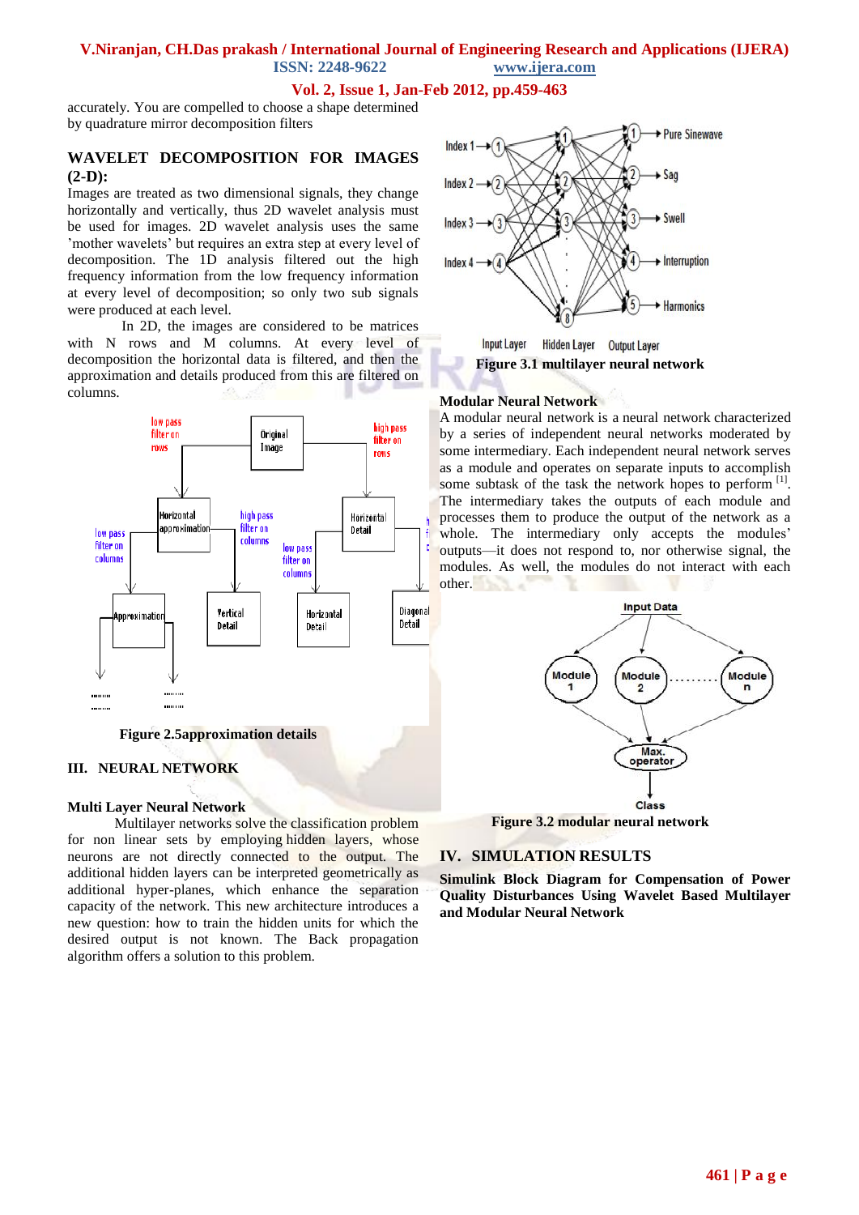accurately. You are compelled to choose a shape determined by quadrature mirror decomposition filters

## WAVELET DECOMPOSITION FOR IMAGES (2-D):

Images are treated as two dimensional signals, they change horizontally and vertically, thus 2D wavelet analysis must be used for images. 2D wavelet analysis uses the same 'mother wavelets' but requires an extra step at every level of decomposition. The 1D analysis filtered out the high frequency information from the low frequency information at every level of decomposition; so only two sub signals were produced at each level.

In 2D, the images are considered to be matrices with N rows and M columns. At every level of decomposition the horizontal data is filtered, and then the approximation and details produced from this are filtered on columns.

**Figure 2.5approximation details**

## III. NEURAL NETWORK

### Multi Layer Neural Network

Multilayer networks solve the classification problem for non linear sets by employing hidden layers, whose neurons are not directly connected to the output. The additional hidden layers can be interpreted geometrically as additional hyper-planes, which enhance the separation capacity of the network. This new architecture introduces a new question: how to train the hidden units for which the desired output is not known. The Back propagation algorithm offers a solution to this problem.

**Figure 3.1 multilayer neural network**

### Modular Neural Network

A modular neural network is a neural network characterized by a series of independent neural networks moderated by some intermediary. Each independent neural network serves as a module and operates on separate inputs to accomplish some subtask of the task the network hopes to perform [1]. The intermediary takes the outputs of each module and processes them to produce the output of the network as a whole. The intermediary only accepts the modules' outputs—it does not respond to, nor otherwise signal, the modules. As well, the modules do not interact with each other.

**Figure 3.2 modular neural network**

## IV. SIMULATION RESULTS

**Simulink Block Diagram for Compensation of Power Quality Disturbances Using Wavelet Based Multilayer and Modular Neural Network**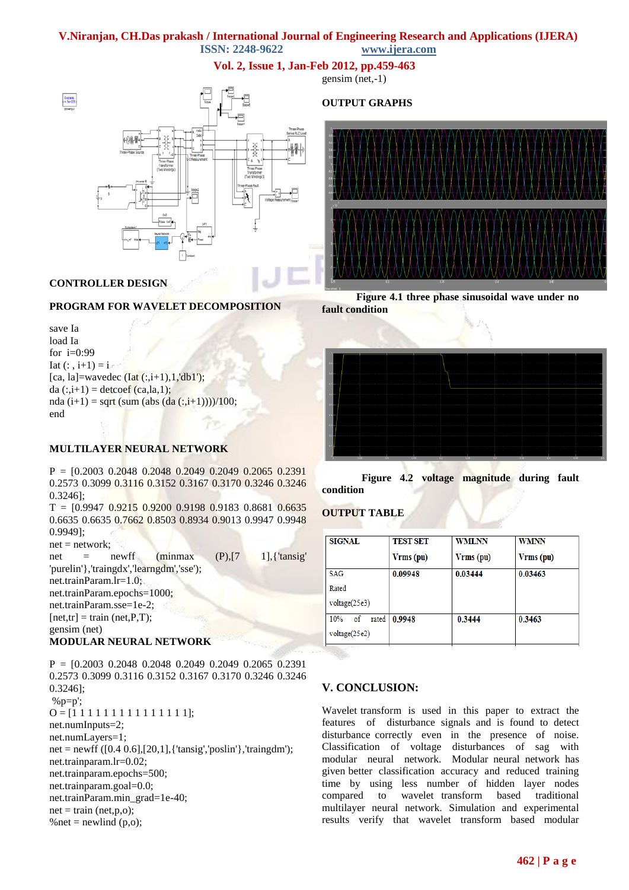## CONTROLLER DESIGN

### PROGRAM FOR WAVELET DECOMPOSITION

```
save Ia
load Ia
for  i=0:99
Iat (: , i+1) = i
[ca, la]=wavedec (Iat (:,i+1),1,'db1');
da (:,i+1) = detcoef (ca,la,1);
nda (i+1) = sqrt (sum (abs (da (:,i+1))))/100;
end
```

### MULTILAYER NEURAL NETWORK

```
P = [0.2003 0.2048 0.2048 0.2049 0.2049 0.2065 0.2391 0.2573 0.3099 0.3116 0.3152 0.3167 0.3170 0.3246 0.3246 0.3246];
T = [0.9947 0.9215 0.9200 0.9198 0.9183 0.8681 0.6635 0.6635 0.6635 0.7662 0.8503 0.8934 0.9013 0.9947 0.9948 0.9949];
net = network;
net = newff (minmax (P),[7 1],{'tansig' 'purelin'},'traingdx','learngdm','sse');
net.trainParam.lr=1.0;
net.trainParam.epochs=1000;
net.trainParam.sse=1e-2;
[net,tr] = train (net,P,T);
gensim (net)
```

### MODULAR NEURAL NETWORK

```
P = [0.2003 0.2048 0.2048 0.2049 0.2049 0.2065 0.2391 0.2573 0.3099 0.3116 0.3152 0.3167 0.3170 0.3246 0.3246 0.3246];
 %p=p';
O = [1 1 1 1 1 1 1 1 1 1 1 1 1 1 1 1];
net.numInputs=2;
net.numLayers=1;
net = newff ([0.4 0.6],[20,1],{'tansig','poslin'},'traingdm');
net.trainparam.lr=0.02;
net.trainparam.epochs=500;
net.trainparam.goal=0.0;
net.trainParam.min_grad=1e-40;
net = train (net,p,o);
%net = newlind (p,o);
gensim (net,-1)
```

### OUTPUT GRAPHS

**Figure 4.1 three phase sinusoidal wave under no fault condition**

**Figure 4.2 voltage magnitude during fault condition**

### OUTPUT TABLE

| SIGNAL | TEST SET Vrms (pu) | WMLNN Vrms (pu) | WMNN Vrms (pu) |
|---|---|---|---|
| SAG Rated voltage(25e3) | 0.09948 | 0.03444 | 0.03463 |
| 10% of rated voltage(25e2) | 0.9948 | 0.3444 | 0.3463 |

## V. CONCLUSION:

Wavelet transform is used in this paper to extract the features of disturbance signals and is found to detect disturbance correctly even in the presence of noise. Classification of voltage disturbances of sag with modular neural network. Modular neural network has given better classification accuracy and reduced training time by using less number of hidden layer nodes compared to wavelet transform based traditional multilayer neural network. Simulation and experimental results verify that wavelet transform based modular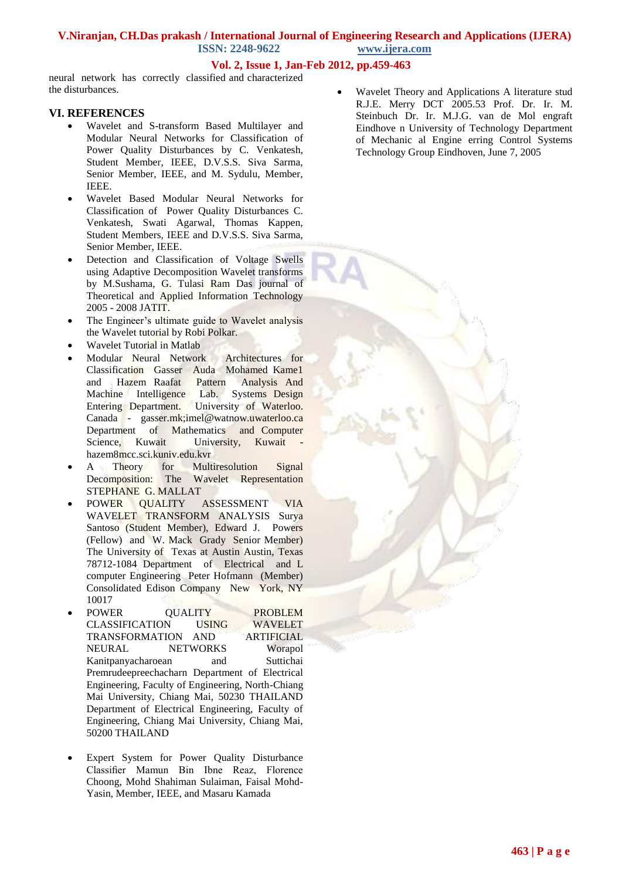neural network has correctly classified and characterized the disturbances.

## VI. REFERENCES

- Wavelet and S-transform Based Multilayer and Modular Neural Networks for Classification of Power Quality Disturbances by C. Venkatesh, Student Member, IEEE, D.V.S.S. Siva Sarma, Senior Member, IEEE, and M. Sydulu, Member, IEEE.
- Wavelet Based Modular Neural Networks for Classification of Power Quality Disturbances C. Venkatesh, Swati Agarwal, Thomas Kappen, Student Members, IEEE and D.V.S.S. Siva Sarma, Senior Member, IEEE.
- Detection and Classification of Voltage Swells using Adaptive Decomposition Wavelet transforms by M.Sushama, G. Tulasi Ram Das journal of Theoretical and Applied Information Technology 2005 - 2008 JATIT.
- The Engineer's ultimate guide to Wavelet analysis the Wavelet tutorial by Robi Polkar.
- Wavelet Tutorial in Matlab
- Modular Neural Network Architectures for Classification Gasser Auda Mohamed Kame1 and Hazem Raafat Pattern Analysis And Machine Intelligence Lab. Systems Design Entering Department. University of Waterloo. Canada - gasser.mk;imel@watnow.uwaterloo.ca Department of Mathematics and Computer Science, Kuwait University, Kuwait - hazem8mcc.sci.kuniv.edu.kvr
- A Theory for Multiresolution Signal Decomposition: The Wavelet Representation STEPHANE G. MALLAT
- POWER QUALITY ASSESSMENT VIA WAVELET TRANSFORM ANALYSIS Surya Santoso (Student Member), Edward J. Powers (Fellow) and W. Mack Grady Senior Member) The University of Texas at Austin Austin, Texas 78712-1084 Department of Electrical and L computer Engineering Peter Hofmann (Member) Consolidated Edison Company New York, NY 10017
- POWER QUALITY PROBLEM CLASSIFICATION USING WAVELET TRANSFORMATION AND ARTIFICIAL NEURAL NETWORKS Worapol Kanitpanyacharoean and Suttichai Premrudeepreechacharn Department of Electrical Engineering, Faculty of Engineering, North-Chiang Mai University, Chiang Mai, 50230 THAILAND Department of Electrical Engineering, Faculty of Engineering, Chiang Mai University, Chiang Mai, 50200 THAILAND
- Expert System for Power Quality Disturbance Classifier Mamun Bin Ibne Reaz, Florence Choong, Mohd Shahiman Sulaiman, Faisal Mohd-Yasin, Member, IEEE, and Masaru Kamada
- Wavelet Theory and Applications A literature stud R.J.E. Merry DCT 2005.53 Prof. Dr. Ir. M. Steinbuch Dr. Ir. M.J.G. van de Mol engraft Eindhove n University of Technology Department of Mechanic al Engine erring Control Systems Technology Group Eindhoven, June 7, 2005